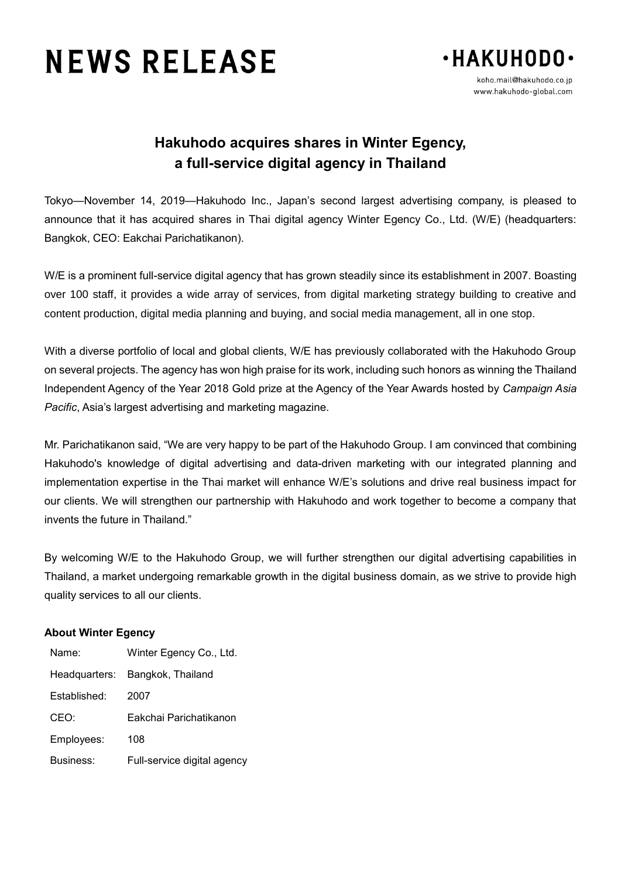# NEWS RELEASE

•HAKUHODO•

koho.mail@hakuhodo.co.jp
www.hakuhodo-global.com

## Hakuhodo acquires shares in Winter Egency, a full-service digital agency in Thailand

Tokyo—November 14, 2019—Hakuhodo Inc., Japan's second largest advertising company, is pleased to announce that it has acquired shares in Thai digital agency Winter Egency Co., Ltd. (W/E) (headquarters: Bangkok, CEO: Eakchai Parichatikanon).

W/E is a prominent full-service digital agency that has grown steadily since its establishment in 2007. Boasting over 100 staff, it provides a wide array of services, from digital marketing strategy building to creative and content production, digital media planning and buying, and social media management, all in one stop.

With a diverse portfolio of local and global clients, W/E has previously collaborated with the Hakuhodo Group on several projects. The agency has won high praise for its work, including such honors as winning the Thailand Independent Agency of the Year 2018 Gold prize at the Agency of the Year Awards hosted by *Campaign Asia Pacific*, Asia's largest advertising and marketing magazine.

Mr. Parichatikanon said, "We are very happy to be part of the Hakuhodo Group. I am convinced that combining Hakuhodo's knowledge of digital advertising and data-driven marketing with our integrated planning and implementation expertise in the Thai market will enhance W/E's solutions and drive real business impact for our clients. We will strengthen our partnership with Hakuhodo and work together to become a company that invents the future in Thailand."

By welcoming W/E to the Hakuhodo Group, we will further strengthen our digital advertising capabilities in Thailand, a market undergoing remarkable growth in the digital business domain, as we strive to provide high quality services to all our clients.

**About Winter Egency**

| | |
|---|---|
| Name: | Winter Egency Co., Ltd. |
| Headquarters: | Bangkok, Thailand |
| Established: | 2007 |
| CEO: | Eakchai Parichatikanon |
| Employees: | 108 |
| Business: | Full-service digital agency |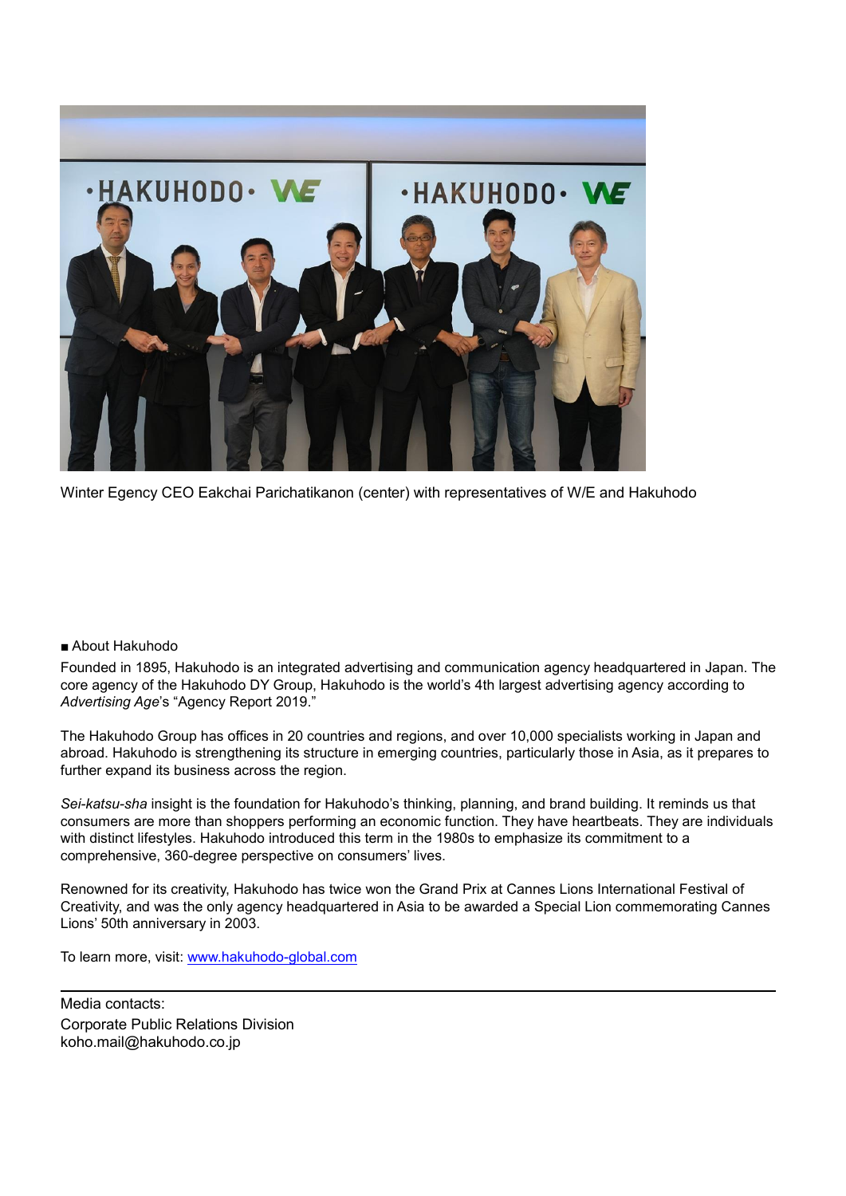Winter Egency CEO Eakchai Parichatikanon (center) with representatives of W/E and Hakuhodo

■ About Hakuhodo

Founded in 1895, Hakuhodo is an integrated advertising and communication agency headquartered in Japan. The core agency of the Hakuhodo DY Group, Hakuhodo is the world's 4th largest advertising agency according to *Advertising Age*'s "Agency Report 2019."

The Hakuhodo Group has offices in 20 countries and regions, and over 10,000 specialists working in Japan and abroad. Hakuhodo is strengthening its structure in emerging countries, particularly those in Asia, as it prepares to further expand its business across the region.

*Sei-katsu-sha* insight is the foundation for Hakuhodo's thinking, planning, and brand building. It reminds us that consumers are more than shoppers performing an economic function. They have heartbeats. They are individuals with distinct lifestyles. Hakuhodo introduced this term in the 1980s to emphasize its commitment to a comprehensive, 360-degree perspective on consumers' lives.

Renowned for its creativity, Hakuhodo has twice won the Grand Prix at Cannes Lions International Festival of Creativity, and was the only agency headquartered in Asia to be awarded a Special Lion commemorating Cannes Lions' 50th anniversary in 2003.

To learn more, visit: [www.hakuhodo-global.com](http://www.hakuhodo-global.com)

---

Media contacts:
Corporate Public Relations Division
koho.mail@hakuhodo.co.jp